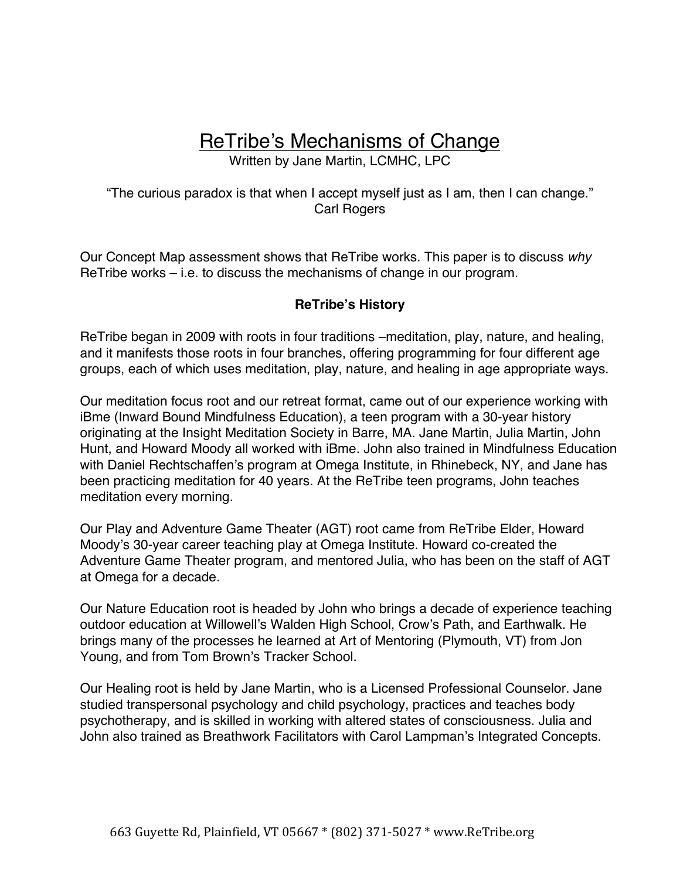# ReTribe's Mechanisms of Change

Written by Jane Martin, LCMHC, LPC

"The curious paradox is that when I accept myself just as I am, then I can change."
Carl Rogers

Our Concept Map assessment shows that ReTribe works. This paper is to discuss *why* ReTribe works – i.e. to discuss the mechanisms of change in our program.

## ReTribe's History

ReTribe began in 2009 with roots in four traditions –meditation, play, nature, and healing, and it manifests those roots in four branches, offering programming for four different age groups, each of which uses meditation, play, nature, and healing in age appropriate ways.

Our meditation focus root and our retreat format, came out of our experience working with iBme (Inward Bound Mindfulness Education), a teen program with a 30-year history originating at the Insight Meditation Society in Barre, MA. Jane Martin, Julia Martin, John Hunt, and Howard Moody all worked with iBme. John also trained in Mindfulness Education with Daniel Rechtschaffen's program at Omega Institute, in Rhinebeck, NY, and Jane has been practicing meditation for 40 years. At the ReTribe teen programs, John teaches meditation every morning.

Our Play and Adventure Game Theater (AGT) root came from ReTribe Elder, Howard Moody's 30-year career teaching play at Omega Institute. Howard co-created the Adventure Game Theater program, and mentored Julia, who has been on the staff of AGT at Omega for a decade.

Our Nature Education root is headed by John who brings a decade of experience teaching outdoor education at Willowell's Walden High School, Crow's Path, and Earthwalk. He brings many of the processes he learned at Art of Mentoring (Plymouth, VT) from Jon Young, and from Tom Brown's Tracker School.

Our Healing root is held by Jane Martin, who is a Licensed Professional Counselor. Jane studied transpersonal psychology and child psychology, practices and teaches body psychotherapy, and is skilled in working with altered states of consciousness. Julia and John also trained as Breathwork Facilitators with Carol Lampman's Integrated Concepts.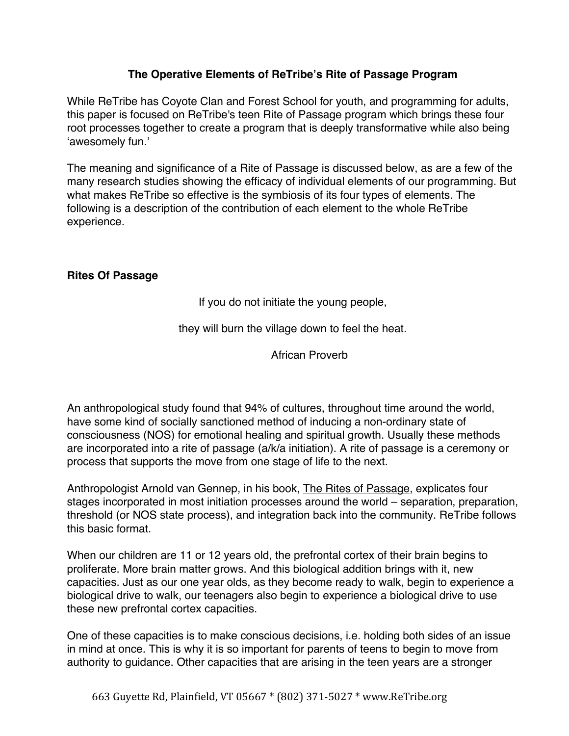## The Operative Elements of ReTribe's Rite of Passage Program

While ReTribe has Coyote Clan and Forest School for youth, and programming for adults, this paper is focused on ReTribe's teen Rite of Passage program which brings these four root processes together to create a program that is deeply transformative while also being 'awesomely fun.'

The meaning and significance of a Rite of Passage is discussed below, as are a few of the many research studies showing the efficacy of individual elements of our programming. But what makes ReTribe so effective is the symbiosis of its four types of elements. The following is a description of the contribution of each element to the whole ReTribe experience.

### Rites Of Passage

> If you do not initiate the young people,
>
> they will burn the village down to feel the heat.
>
> African Proverb

An anthropological study found that 94% of cultures, throughout time around the world, have some kind of socially sanctioned method of inducing a non-ordinary state of consciousness (NOS) for emotional healing and spiritual growth. Usually these methods are incorporated into a rite of passage (a/k/a initiation). A rite of passage is a ceremony or process that supports the move from one stage of life to the next.

Anthropologist Arnold van Gennep, in his book, The Rites of Passage, explicates four stages incorporated in most initiation processes around the world – separation, preparation, threshold (or NOS state process), and integration back into the community. ReTribe follows this basic format.

When our children are 11 or 12 years old, the prefrontal cortex of their brain begins to proliferate. More brain matter grows. And this biological addition brings with it, new capacities. Just as our one year olds, as they become ready to walk, begin to experience a biological drive to walk, our teenagers also begin to experience a biological drive to use these new prefrontal cortex capacities.

One of these capacities is to make conscious decisions, i.e. holding both sides of an issue in mind at once. This is why it is so important for parents of teens to begin to move from authority to guidance. Other capacities that are arising in the teen years are a stronger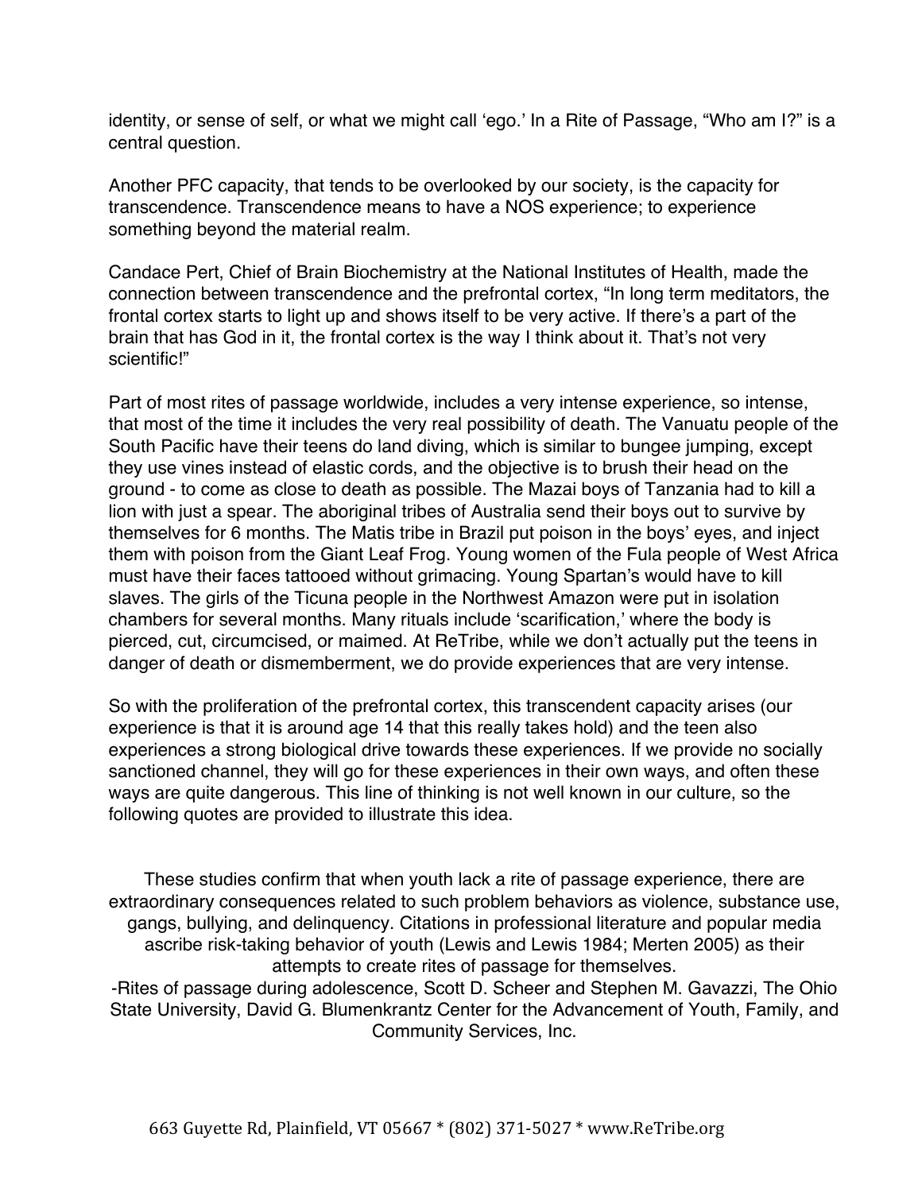identity, or sense of self, or what we might call 'ego.' In a Rite of Passage, "Who am I?" is a central question.

Another PFC capacity, that tends to be overlooked by our society, is the capacity for transcendence. Transcendence means to have a NOS experience; to experience something beyond the material realm.

Candace Pert, Chief of Brain Biochemistry at the National Institutes of Health, made the connection between transcendence and the prefrontal cortex, "In long term meditators, the frontal cortex starts to light up and shows itself to be very active. If there's a part of the brain that has God in it, the frontal cortex is the way I think about it. That's not very scientific!"

Part of most rites of passage worldwide, includes a very intense experience, so intense, that most of the time it includes the very real possibility of death. The Vanuatu people of the South Pacific have their teens do land diving, which is similar to bungee jumping, except they use vines instead of elastic cords, and the objective is to brush their head on the ground - to come as close to death as possible. The Mazai boys of Tanzania had to kill a lion with just a spear. The aboriginal tribes of Australia send their boys out to survive by themselves for 6 months. The Matis tribe in Brazil put poison in the boys' eyes, and inject them with poison from the Giant Leaf Frog. Young women of the Fula people of West Africa must have their faces tattooed without grimacing. Young Spartan's would have to kill slaves. The girls of the Ticuna people in the Northwest Amazon were put in isolation chambers for several months. Many rituals include 'scarification,' where the body is pierced, cut, circumcised, or maimed. At ReTribe, while we don't actually put the teens in danger of death or dismemberment, we do provide experiences that are very intense.

So with the proliferation of the prefrontal cortex, this transcendent capacity arises (our experience is that it is around age 14 that this really takes hold) and the teen also experiences a strong biological drive towards these experiences. If we provide no socially sanctioned channel, they will go for these experiences in their own ways, and often these ways are quite dangerous. This line of thinking is not well known in our culture, so the following quotes are provided to illustrate this idea.

> These studies confirm that when youth lack a rite of passage experience, there are extraordinary consequences related to such problem behaviors as violence, substance use, gangs, bullying, and delinquency. Citations in professional literature and popular media ascribe risk-taking behavior of youth (Lewis and Lewis 1984; Merten 2005) as their attempts to create rites of passage for themselves.
> -Rites of passage during adolescence, Scott D. Scheer and Stephen M. Gavazzi, The Ohio State University, David G. Blumenkrantz Center for the Advancement of Youth, Family, and Community Services, Inc.

663 Guyette Rd, Plainfield, VT 05667 * (802) 371-5027 * www.ReTribe.org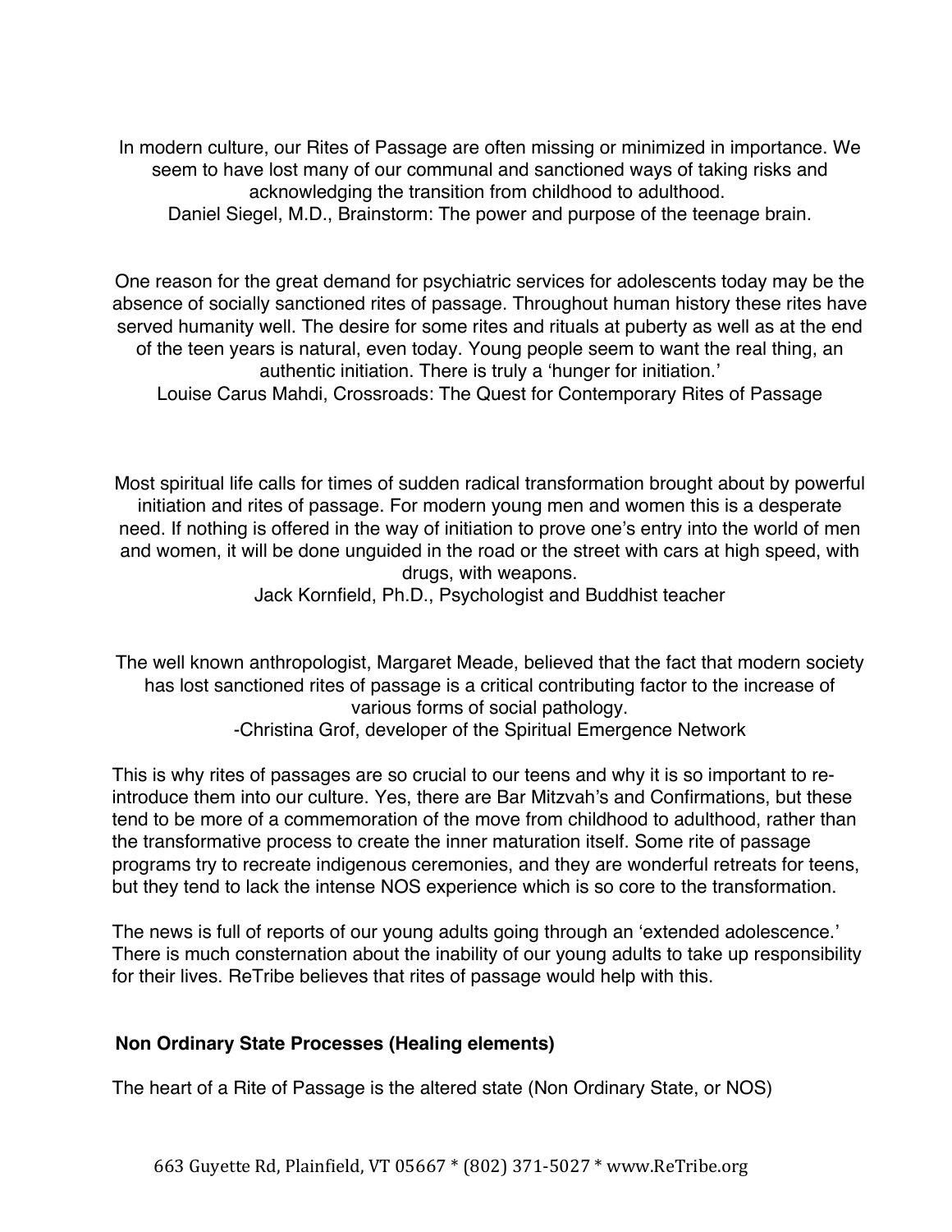In modern culture, our Rites of Passage are often missing or minimized in importance. We seem to have lost many of our communal and sanctioned ways of taking risks and acknowledging the transition from childhood to adulthood.
Daniel Siegel, M.D., Brainstorm: The power and purpose of the teenage brain.

One reason for the great demand for psychiatric services for adolescents today may be the absence of socially sanctioned rites of passage. Throughout human history these rites have served humanity well. The desire for some rites and rituals at puberty as well as at the end of the teen years is natural, even today. Young people seem to want the real thing, an authentic initiation. There is truly a 'hunger for initiation.'
Louise Carus Mahdi, Crossroads: The Quest for Contemporary Rites of Passage

Most spiritual life calls for times of sudden radical transformation brought about by powerful initiation and rites of passage. For modern young men and women this is a desperate need. If nothing is offered in the way of initiation to prove one's entry into the world of men and women, it will be done unguided in the road or the street with cars at high speed, with drugs, with weapons.
Jack Kornfield, Ph.D., Psychologist and Buddhist teacher

The well known anthropologist, Margaret Meade, believed that the fact that modern society has lost sanctioned rites of passage is a critical contributing factor to the increase of various forms of social pathology.
-Christina Grof, developer of the Spiritual Emergence Network

This is why rites of passages are so crucial to our teens and why it is so important to re-introduce them into our culture. Yes, there are Bar Mitzvah's and Confirmations, but these tend to be more of a commemoration of the move from childhood to adulthood, rather than the transformative process to create the inner maturation itself. Some rite of passage programs try to recreate indigenous ceremonies, and they are wonderful retreats for teens, but they tend to lack the intense NOS experience which is so core to the transformation.

The news is full of reports of our young adults going through an 'extended adolescence.' There is much consternation about the inability of our young adults to take up responsibility for their lives. ReTribe believes that rites of passage would help with this.

**Non Ordinary State Processes (Healing elements)**

The heart of a Rite of Passage is the altered state (Non Ordinary State, or NOS)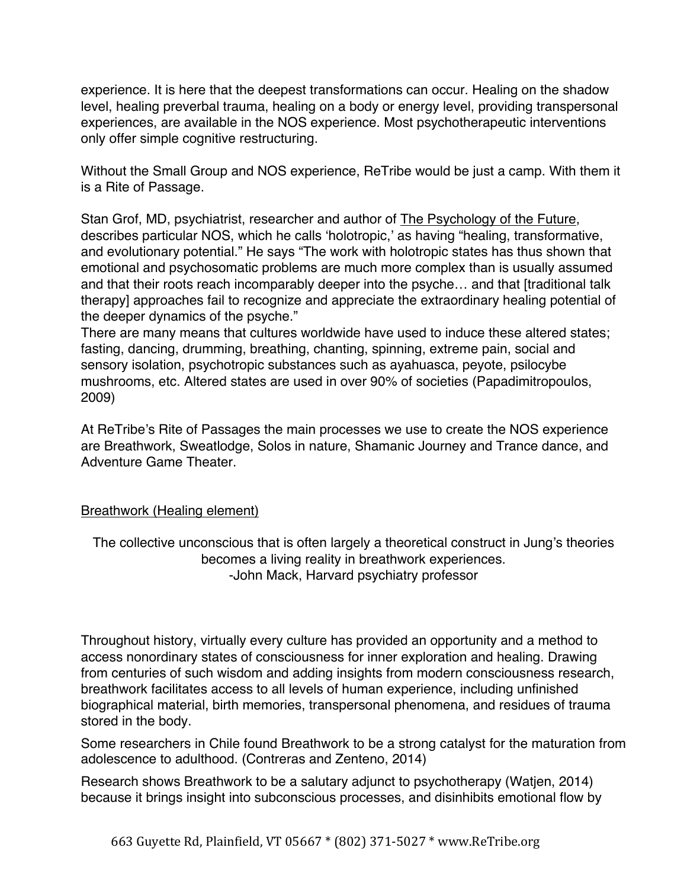experience. It is here that the deepest transformations can occur. Healing on the shadow level, healing preverbal trauma, healing on a body or energy level, providing transpersonal experiences, are available in the NOS experience. Most psychotherapeutic interventions only offer simple cognitive restructuring.

Without the Small Group and NOS experience, ReTribe would be just a camp. With them it is a Rite of Passage.

Stan Grof, MD, psychiatrist, researcher and author of The Psychology of the Future, describes particular NOS, which he calls 'holotropic,' as having "healing, transformative, and evolutionary potential." He says "The work with holotropic states has thus shown that emotional and psychosomatic problems are much more complex than is usually assumed and that their roots reach incomparably deeper into the psyche… and that [traditional talk therapy] approaches fail to recognize and appreciate the extraordinary healing potential of the deeper dynamics of the psyche."

There are many means that cultures worldwide have used to induce these altered states; fasting, dancing, drumming, breathing, chanting, spinning, extreme pain, social and sensory isolation, psychotropic substances such as ayahuasca, peyote, psilocybe mushrooms, etc. Altered states are used in over 90% of societies (Papadimitropoulos, 2009)

At ReTribe's Rite of Passages the main processes we use to create the NOS experience are Breathwork, Sweatlodge, Solos in nature, Shamanic Journey and Trance dance, and Adventure Game Theater.

## Breathwork (Healing element)

> The collective unconscious that is often largely a theoretical construct in Jung's theories becomes a living reality in breathwork experiences.
> -John Mack, Harvard psychiatry professor

Throughout history, virtually every culture has provided an opportunity and a method to access nonordinary states of consciousness for inner exploration and healing. Drawing from centuries of such wisdom and adding insights from modern consciousness research, breathwork facilitates access to all levels of human experience, including unfinished biographical material, birth memories, transpersonal phenomena, and residues of trauma stored in the body.

Some researchers in Chile found Breathwork to be a strong catalyst for the maturation from adolescence to adulthood. (Contreras and Zenteno, 2014)

Research shows Breathwork to be a salutary adjunct to psychotherapy (Watjen, 2014) because it brings insight into subconscious processes, and disinhibits emotional flow by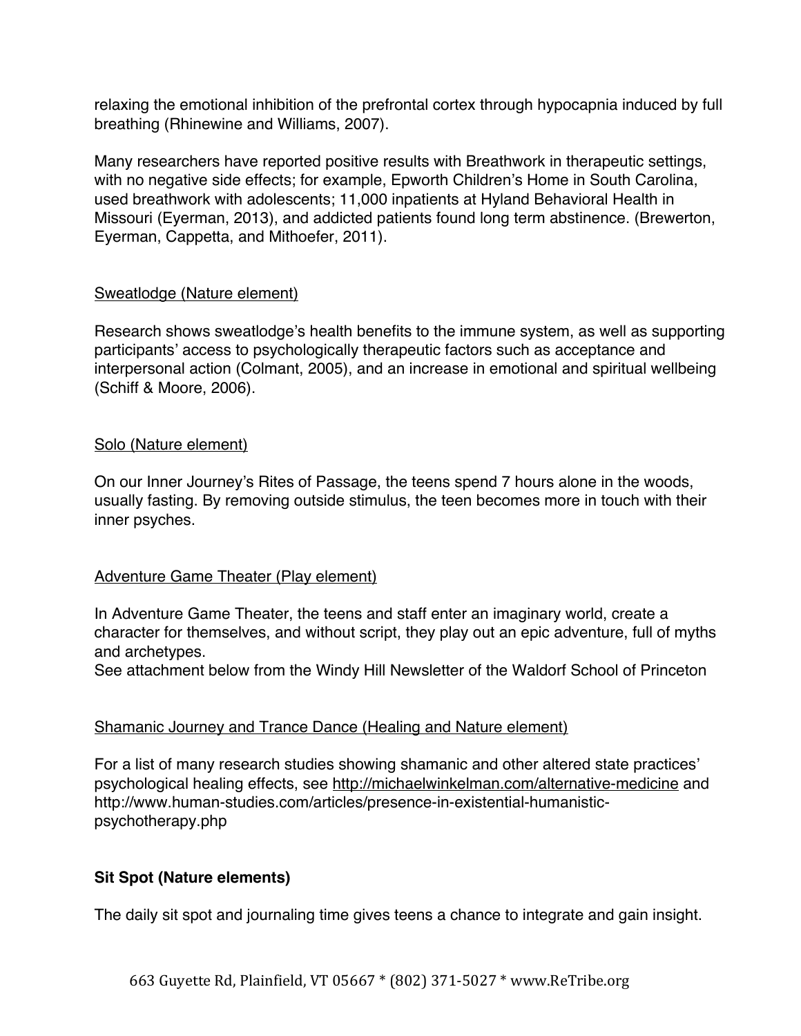relaxing the emotional inhibition of the prefrontal cortex through hypocapnia induced by full breathing (Rhinewine and Williams, 2007).

Many researchers have reported positive results with Breathwork in therapeutic settings, with no negative side effects; for example, Epworth Children's Home in South Carolina, used breathwork with adolescents; 11,000 inpatients at Hyland Behavioral Health in Missouri (Eyerman, 2013), and addicted patients found long term abstinence. (Brewerton, Eyerman, Cappetta, and Mithoefer, 2011).

<u>Sweatlodge (Nature element)</u>

Research shows sweatlodge's health benefits to the immune system, as well as supporting participants' access to psychologically therapeutic factors such as acceptance and interpersonal action (Colmant, 2005), and an increase in emotional and spiritual wellbeing (Schiff & Moore, 2006).

<u>Solo (Nature element)</u>

On our Inner Journey's Rites of Passage, the teens spend 7 hours alone in the woods, usually fasting. By removing outside stimulus, the teen becomes more in touch with their inner psyches.

<u>Adventure Game Theater (Play element)</u>

In Adventure Game Theater, the teens and staff enter an imaginary world, create a character for themselves, and without script, they play out an epic adventure, full of myths and archetypes.
See attachment below from the Windy Hill Newsletter of the Waldorf School of Princeton

<u>Shamanic Journey and Trance Dance (Healing and Nature element)</u>

For a list of many research studies showing shamanic and other altered state practices' psychological healing effects, see http://michaelwinkelman.com/alternative-medicine and http://www.human-studies.com/articles/presence-in-existential-humanistic-psychotherapy.php

**Sit Spot (Nature elements)**

The daily sit spot and journaling time gives teens a chance to integrate and gain insight.

663 Guyette Rd, Plainfield, VT 05667 * (802) 371-5027 * www.ReTribe.org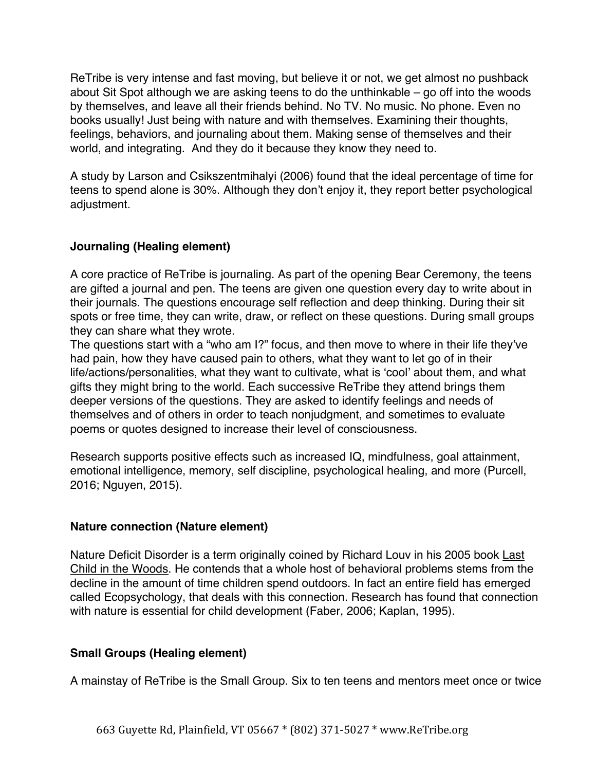ReTribe is very intense and fast moving, but believe it or not, we get almost no pushback about Sit Spot although we are asking teens to do the unthinkable – go off into the woods by themselves, and leave all their friends behind. No TV. No music. No phone. Even no books usually! Just being with nature and with themselves. Examining their thoughts, feelings, behaviors, and journaling about them. Making sense of themselves and their world, and integrating. And they do it because they know they need to.

A study by Larson and Csikszentmihalyi (2006) found that the ideal percentage of time for teens to spend alone is 30%. Although they don't enjoy it, they report better psychological adjustment.

### Journaling (Healing element)

A core practice of ReTribe is journaling. As part of the opening Bear Ceremony, the teens are gifted a journal and pen. The teens are given one question every day to write about in their journals. The questions encourage self reflection and deep thinking. During their sit spots or free time, they can write, draw, or reflect on these questions. During small groups they can share what they wrote.
The questions start with a "who am I?" focus, and then move to where in their life they've had pain, how they have caused pain to others, what they want to let go of in their life/actions/personalities, what they want to cultivate, what is 'cool' about them, and what gifts they might bring to the world. Each successive ReTribe they attend brings them deeper versions of the questions. They are asked to identify feelings and needs of themselves and of others in order to teach nonjudgment, and sometimes to evaluate poems or quotes designed to increase their level of consciousness.

Research supports positive effects such as increased IQ, mindfulness, goal attainment, emotional intelligence, memory, self discipline, psychological healing, and more (Purcell, 2016; Nguyen, 2015).

### Nature connection (Nature element)

Nature Deficit Disorder is a term originally coined by Richard Louv in his 2005 book Last Child in the Woods. He contends that a whole host of behavioral problems stems from the decline in the amount of time children spend outdoors. In fact an entire field has emerged called Ecopsychology, that deals with this connection. Research has found that connection with nature is essential for child development (Faber, 2006; Kaplan, 1995).

### Small Groups (Healing element)

A mainstay of ReTribe is the Small Group. Six to ten teens and mentors meet once or twice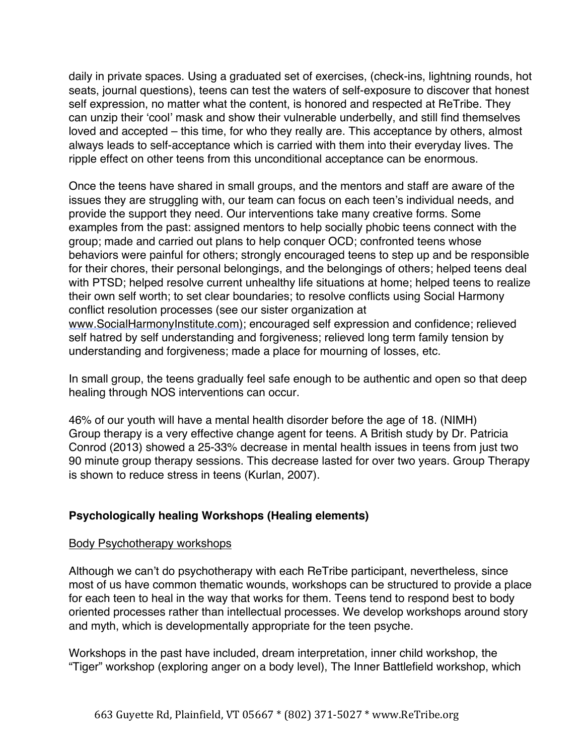daily in private spaces. Using a graduated set of exercises, (check-ins, lightning rounds, hot seats, journal questions), teens can test the waters of self-exposure to discover that honest self expression, no matter what the content, is honored and respected at ReTribe. They can unzip their 'cool' mask and show their vulnerable underbelly, and still find themselves loved and accepted – this time, for who they really are. This acceptance by others, almost always leads to self-acceptance which is carried with them into their everyday lives. The ripple effect on other teens from this unconditional acceptance can be enormous.

Once the teens have shared in small groups, and the mentors and staff are aware of the issues they are struggling with, our team can focus on each teen's individual needs, and provide the support they need. Our interventions take many creative forms. Some examples from the past: assigned mentors to help socially phobic teens connect with the group; made and carried out plans to help conquer OCD; confronted teens whose behaviors were painful for others; strongly encouraged teens to step up and be responsible for their chores, their personal belongings, and the belongings of others; helped teens deal with PTSD; helped resolve current unhealthy life situations at home; helped teens to realize their own self worth; to set clear boundaries; to resolve conflicts using Social Harmony conflict resolution processes (see our sister organization at www.SocialHarmonyInstitute.com); encouraged self expression and confidence; relieved self hatred by self understanding and forgiveness; relieved long term family tension by understanding and forgiveness; made a place for mourning of losses, etc.

In small group, the teens gradually feel safe enough to be authentic and open so that deep healing through NOS interventions can occur.

46% of our youth will have a mental health disorder before the age of 18. (NIMH)
Group therapy is a very effective change agent for teens. A British study by Dr. Patricia Conrod (2013) showed a 25-33% decrease in mental health issues in teens from just two 90 minute group therapy sessions. This decrease lasted for over two years. Group Therapy is shown to reduce stress in teens (Kurlan, 2007).

### Psychologically healing Workshops (Healing elements)

#### Body Psychotherapy workshops

Although we can't do psychotherapy with each ReTribe participant, nevertheless, since most of us have common thematic wounds, workshops can be structured to provide a place for each teen to heal in the way that works for them. Teens tend to respond best to body oriented processes rather than intellectual processes. We develop workshops around story and myth, which is developmentally appropriate for the teen psyche.

Workshops in the past have included, dream interpretation, inner child workshop, the "Tiger" workshop (exploring anger on a body level), The Inner Battlefield workshop, which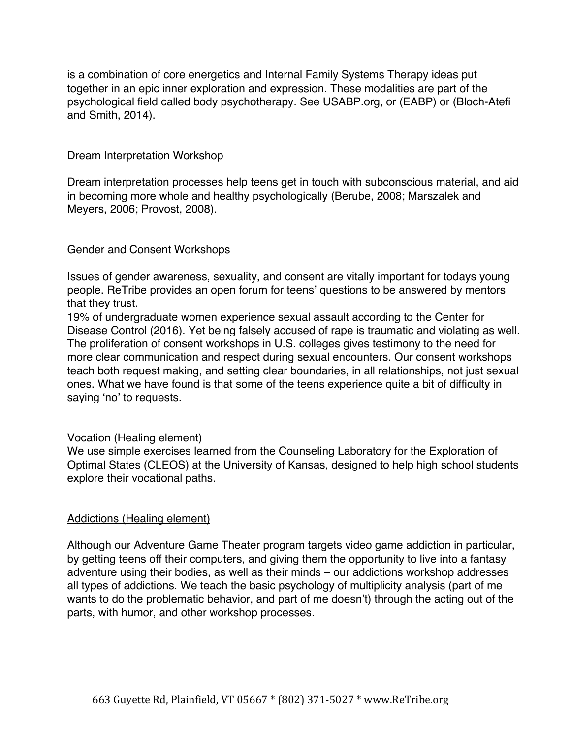is a combination of core energetics and Internal Family Systems Therapy ideas put together in an epic inner exploration and expression. These modalities are part of the psychological field called body psychotherapy. See USABP.org, or (EABP) or (Bloch-Atefi and Smith, 2014).

## Dream Interpretation Workshop

Dream interpretation processes help teens get in touch with subconscious material, and aid in becoming more whole and healthy psychologically (Berube, 2008; Marszalek and Meyers, 2006; Provost, 2008).

## Gender and Consent Workshops

Issues of gender awareness, sexuality, and consent are vitally important for todays young people. ReTribe provides an open forum for teens' questions to be answered by mentors that they trust.

19% of undergraduate women experience sexual assault according to the Center for Disease Control (2016). Yet being falsely accused of rape is traumatic and violating as well. The proliferation of consent workshops in U.S. colleges gives testimony to the need for more clear communication and respect during sexual encounters. Our consent workshops teach both request making, and setting clear boundaries, in all relationships, not just sexual ones. What we have found is that some of the teens experience quite a bit of difficulty in saying 'no' to requests.

## Vocation (Healing element)

We use simple exercises learned from the Counseling Laboratory for the Exploration of Optimal States (CLEOS) at the University of Kansas, designed to help high school students explore their vocational paths.

## Addictions (Healing element)

Although our Adventure Game Theater program targets video game addiction in particular, by getting teens off their computers, and giving them the opportunity to live into a fantasy adventure using their bodies, as well as their minds – our addictions workshop addresses all types of addictions. We teach the basic psychology of multiplicity analysis (part of me wants to do the problematic behavior, and part of me doesn't) through the acting out of the parts, with humor, and other workshop processes.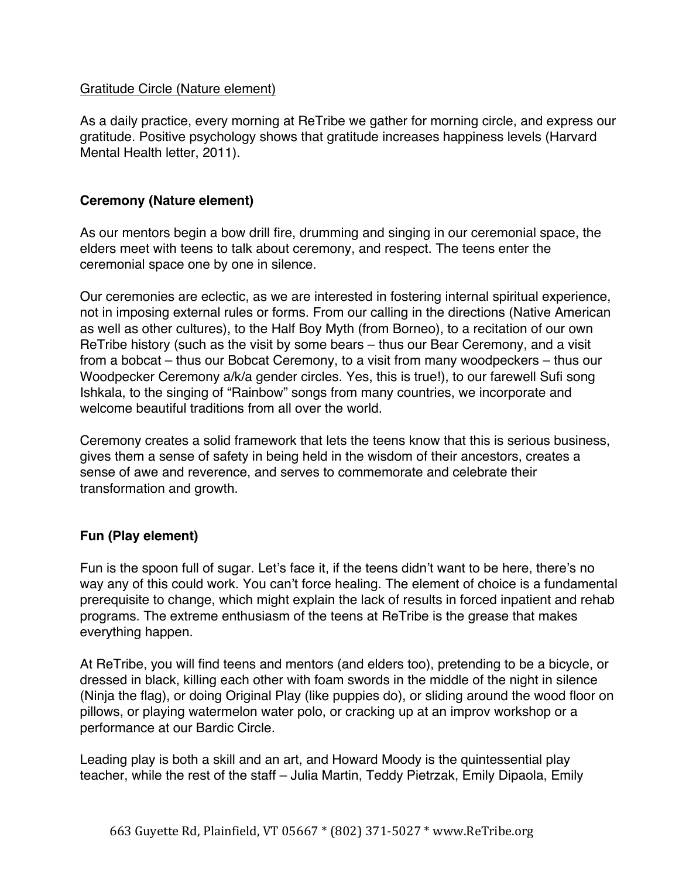Gratitude Circle (Nature element)

As a daily practice, every morning at ReTribe we gather for morning circle, and express our gratitude. Positive psychology shows that gratitude increases happiness levels (Harvard Mental Health letter, 2011).

**Ceremony (Nature element)**

As our mentors begin a bow drill fire, drumming and singing in our ceremonial space, the elders meet with teens to talk about ceremony, and respect. The teens enter the ceremonial space one by one in silence.

Our ceremonies are eclectic, as we are interested in fostering internal spiritual experience, not in imposing external rules or forms. From our calling in the directions (Native American as well as other cultures), to the Half Boy Myth (from Borneo), to a recitation of our own ReTribe history (such as the visit by some bears – thus our Bear Ceremony, and a visit from a bobcat – thus our Bobcat Ceremony, to a visit from many woodpeckers – thus our Woodpecker Ceremony a/k/a gender circles. Yes, this is true!), to our farewell Sufi song Ishkala, to the singing of "Rainbow" songs from many countries, we incorporate and welcome beautiful traditions from all over the world.

Ceremony creates a solid framework that lets the teens know that this is serious business, gives them a sense of safety in being held in the wisdom of their ancestors, creates a sense of awe and reverence, and serves to commemorate and celebrate their transformation and growth.

**Fun (Play element)**

Fun is the spoon full of sugar. Let's face it, if the teens didn't want to be here, there's no way any of this could work. You can't force healing. The element of choice is a fundamental prerequisite to change, which might explain the lack of results in forced inpatient and rehab programs. The extreme enthusiasm of the teens at ReTribe is the grease that makes everything happen.

At ReTribe, you will find teens and mentors (and elders too), pretending to be a bicycle, or dressed in black, killing each other with foam swords in the middle of the night in silence (Ninja the flag), or doing Original Play (like puppies do), or sliding around the wood floor on pillows, or playing watermelon water polo, or cracking up at an improv workshop or a performance at our Bardic Circle.

Leading play is both a skill and an art, and Howard Moody is the quintessential play teacher, while the rest of the staff – Julia Martin, Teddy Pietrzak, Emily Dipaola, Emily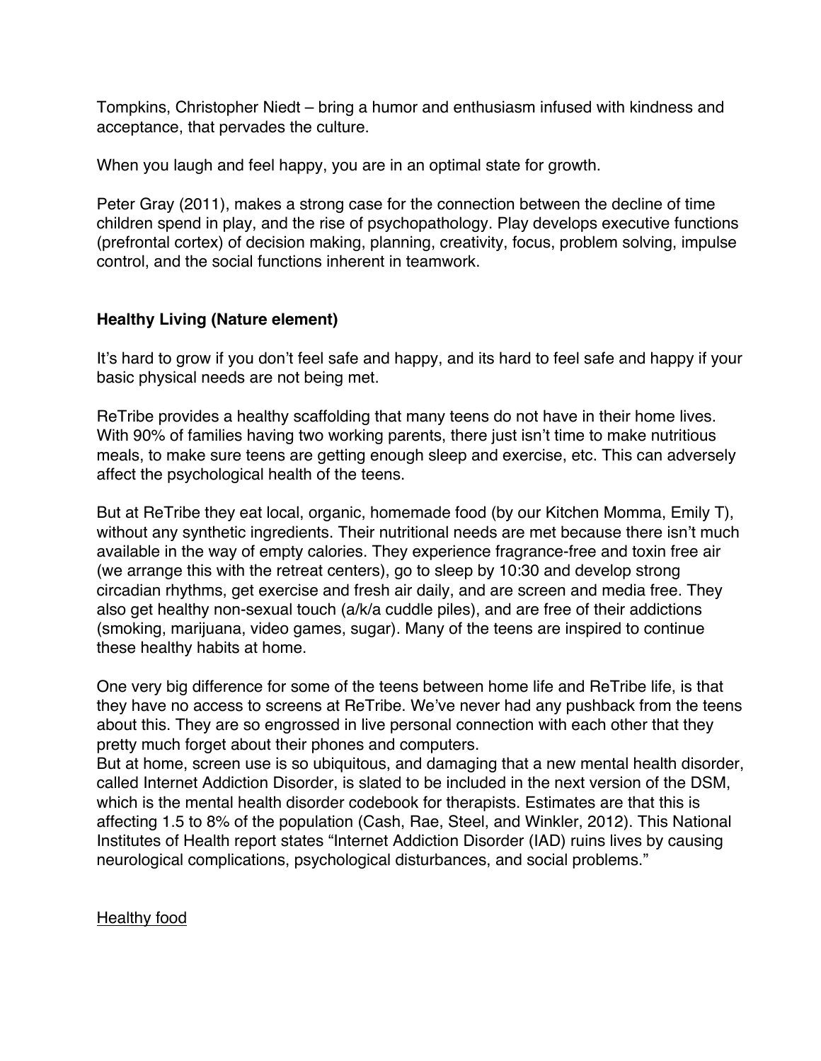Tompkins, Christopher Niedt – bring a humor and enthusiasm infused with kindness and acceptance, that pervades the culture.

When you laugh and feel happy, you are in an optimal state for growth.

Peter Gray (2011), makes a strong case for the connection between the decline of time children spend in play, and the rise of psychopathology. Play develops executive functions (prefrontal cortex) of decision making, planning, creativity, focus, problem solving, impulse control, and the social functions inherent in teamwork.

### Healthy Living (Nature element)

It's hard to grow if you don't feel safe and happy, and its hard to feel safe and happy if your basic physical needs are not being met.

ReTribe provides a healthy scaffolding that many teens do not have in their home lives. With 90% of families having two working parents, there just isn't time to make nutritious meals, to make sure teens are getting enough sleep and exercise, etc. This can adversely affect the psychological health of the teens.

But at ReTribe they eat local, organic, homemade food (by our Kitchen Momma, Emily T), without any synthetic ingredients. Their nutritional needs are met because there isn't much available in the way of empty calories. They experience fragrance-free and toxin free air (we arrange this with the retreat centers), go to sleep by 10:30 and develop strong circadian rhythms, get exercise and fresh air daily, and are screen and media free. They also get healthy non-sexual touch (a/k/a cuddle piles), and are free of their addictions (smoking, marijuana, video games, sugar). Many of the teens are inspired to continue these healthy habits at home.

One very big difference for some of the teens between home life and ReTribe life, is that they have no access to screens at ReTribe. We've never had any pushback from the teens about this. They are so engrossed in live personal connection with each other that they pretty much forget about their phones and computers.
But at home, screen use is so ubiquitous, and damaging that a new mental health disorder, called Internet Addiction Disorder, is slated to be included in the next version of the DSM, which is the mental health disorder codebook for therapists. Estimates are that this is affecting 1.5 to 8% of the population (Cash, Rae, Steel, and Winkler, 2012). This National Institutes of Health report states "Internet Addiction Disorder (IAD) ruins lives by causing neurological complications, psychological disturbances, and social problems."

<u>Healthy food</u>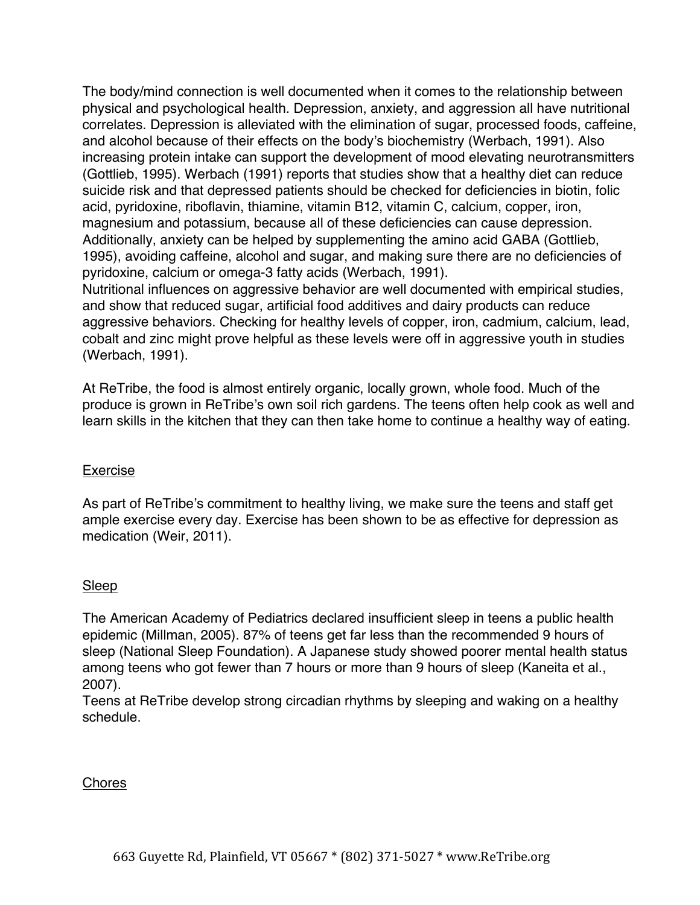The body/mind connection is well documented when it comes to the relationship between physical and psychological health. Depression, anxiety, and aggression all have nutritional correlates. Depression is alleviated with the elimination of sugar, processed foods, caffeine, and alcohol because of their effects on the body's biochemistry (Werbach, 1991). Also increasing protein intake can support the development of mood elevating neurotransmitters (Gottlieb, 1995). Werbach (1991) reports that studies show that a healthy diet can reduce suicide risk and that depressed patients should be checked for deficiencies in biotin, folic acid, pyridoxine, riboflavin, thiamine, vitamin B12, vitamin C, calcium, copper, iron, magnesium and potassium, because all of these deficiencies can cause depression. Additionally, anxiety can be helped by supplementing the amino acid GABA (Gottlieb, 1995), avoiding caffeine, alcohol and sugar, and making sure there are no deficiencies of pyridoxine, calcium or omega-3 fatty acids (Werbach, 1991).

Nutritional influences on aggressive behavior are well documented with empirical studies, and show that reduced sugar, artificial food additives and dairy products can reduce aggressive behaviors. Checking for healthy levels of copper, iron, cadmium, calcium, lead, cobalt and zinc might prove helpful as these levels were off in aggressive youth in studies (Werbach, 1991).

At ReTribe, the food is almost entirely organic, locally grown, whole food. Much of the produce is grown in ReTribe's own soil rich gardens. The teens often help cook as well and learn skills in the kitchen that they can then take home to continue a healthy way of eating.

<u>Exercise</u>

As part of ReTribe's commitment to healthy living, we make sure the teens and staff get ample exercise every day. Exercise has been shown to be as effective for depression as medication (Weir, 2011).

<u>Sleep</u>

The American Academy of Pediatrics declared insufficient sleep in teens a public health epidemic (Millman, 2005). 87% of teens get far less than the recommended 9 hours of sleep (National Sleep Foundation). A Japanese study showed poorer mental health status among teens who got fewer than 7 hours or more than 9 hours of sleep (Kaneita et al., 2007).

Teens at ReTribe develop strong circadian rhythms by sleeping and waking on a healthy schedule.

<u>Chores</u>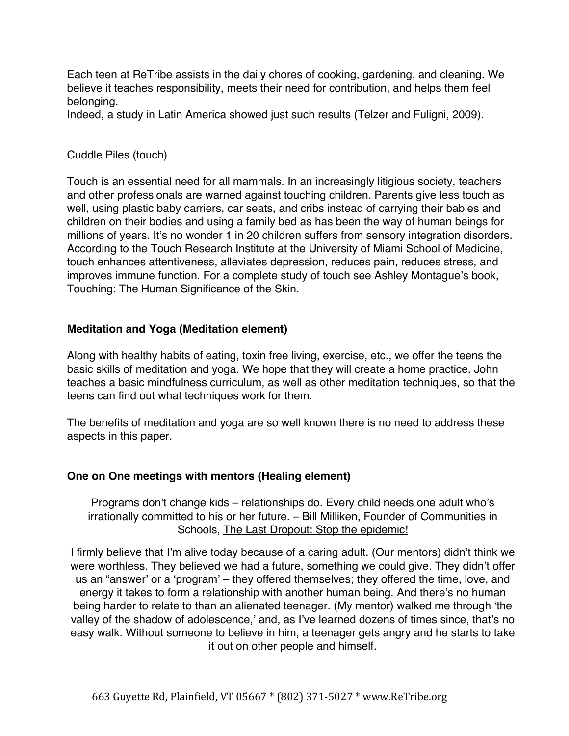Each teen at ReTribe assists in the daily chores of cooking, gardening, and cleaning. We believe it teaches responsibility, meets their need for contribution, and helps them feel belonging.
Indeed, a study in Latin America showed just such results (Telzer and Fuligni, 2009).

<u>Cuddle Piles (touch)</u>

Touch is an essential need for all mammals. In an increasingly litigious society, teachers and other professionals are warned against touching children. Parents give less touch as well, using plastic baby carriers, car seats, and cribs instead of carrying their babies and children on their bodies and using a family bed as has been the way of human beings for millions of years. It's no wonder 1 in 20 children suffers from sensory integration disorders. According to the Touch Research Institute at the University of Miami School of Medicine, touch enhances attentiveness, alleviates depression, reduces pain, reduces stress, and improves immune function. For a complete study of touch see Ashley Montague's book, Touching: The Human Significance of the Skin.

**Meditation and Yoga (Meditation element)**

Along with healthy habits of eating, toxin free living, exercise, etc., we offer the teens the basic skills of meditation and yoga. We hope that they will create a home practice. John teaches a basic mindfulness curriculum, as well as other meditation techniques, so that the teens can find out what techniques work for them.

The benefits of meditation and yoga are so well known there is no need to address these aspects in this paper.

**One on One meetings with mentors (Healing element)**

> Programs don't change kids – relationships do. Every child needs one adult who's irrationally committed to his or her future. – Bill Milliken, Founder of Communities in Schools, <u>The Last Dropout: Stop the epidemic!</u>

> I firmly believe that I'm alive today because of a caring adult. (Our mentors) didn't think we were worthless. They believed we had a future, something we could give. They didn't offer us an "answer' or a 'program' – they offered themselves; they offered the time, love, and energy it takes to form a relationship with another human being. And there's no human being harder to relate to than an alienated teenager. (My mentor) walked me through 'the valley of the shadow of adolescence,' and, as I've learned dozens of times since, that's no easy walk. Without someone to believe in him, a teenager gets angry and he starts to take it out on other people and himself.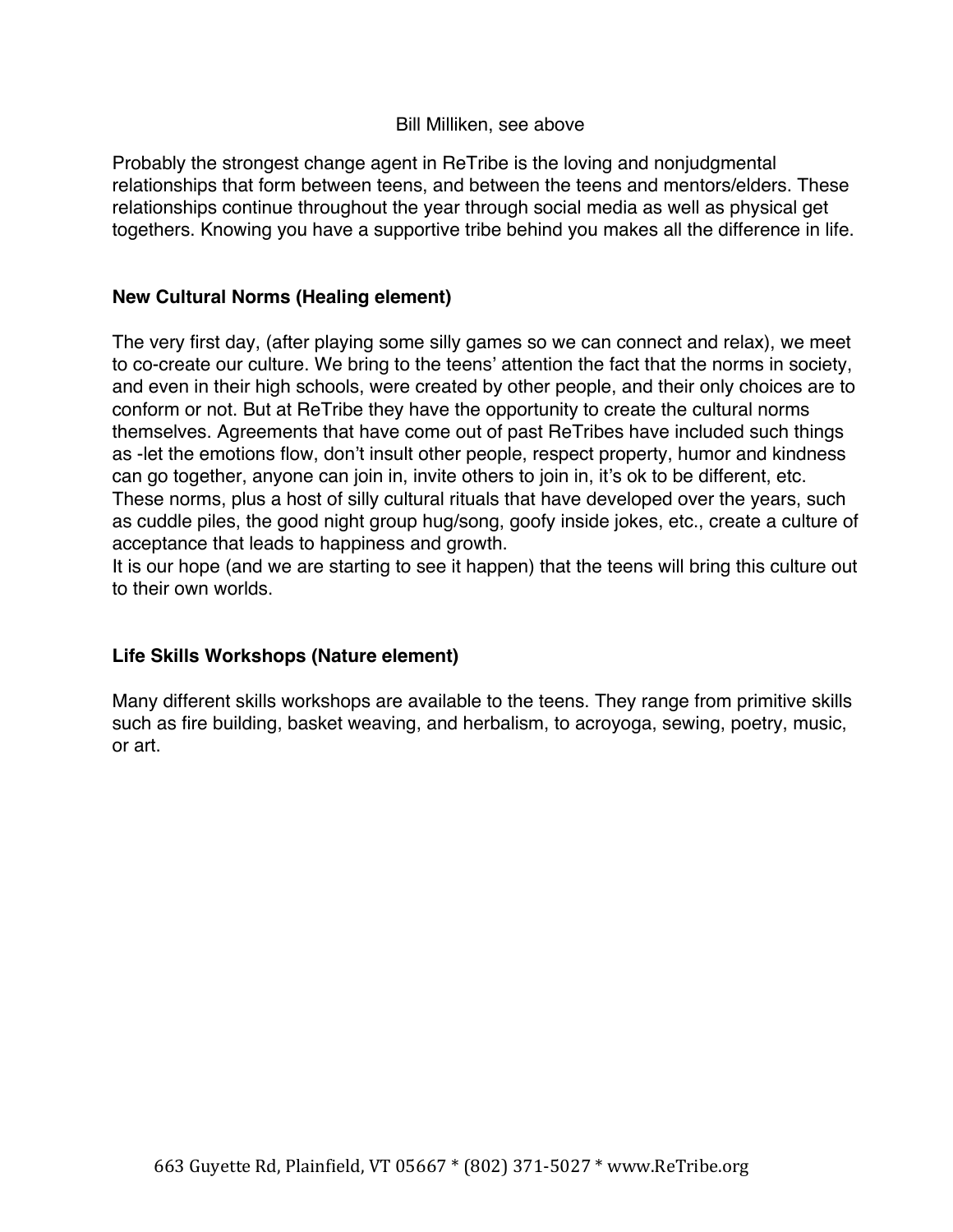Bill Milliken, see above

Probably the strongest change agent in ReTribe is the loving and nonjudgmental relationships that form between teens, and between the teens and mentors/elders. These relationships continue throughout the year through social media as well as physical get togethers. Knowing you have a supportive tribe behind you makes all the difference in life.

**New Cultural Norms (Healing element)**

The very first day, (after playing some silly games so we can connect and relax), we meet to co-create our culture. We bring to the teens' attention the fact that the norms in society, and even in their high schools, were created by other people, and their only choices are to conform or not. But at ReTribe they have the opportunity to create the cultural norms themselves. Agreements that have come out of past ReTribes have included such things as -let the emotions flow, don't insult other people, respect property, humor and kindness can go together, anyone can join in, invite others to join in, it's ok to be different, etc. These norms, plus a host of silly cultural rituals that have developed over the years, such as cuddle piles, the good night group hug/song, goofy inside jokes, etc., create a culture of acceptance that leads to happiness and growth.
It is our hope (and we are starting to see it happen) that the teens will bring this culture out to their own worlds.

**Life Skills Workshops (Nature element)**

Many different skills workshops are available to the teens. They range from primitive skills such as fire building, basket weaving, and herbalism, to acroyoga, sewing, poetry, music, or art.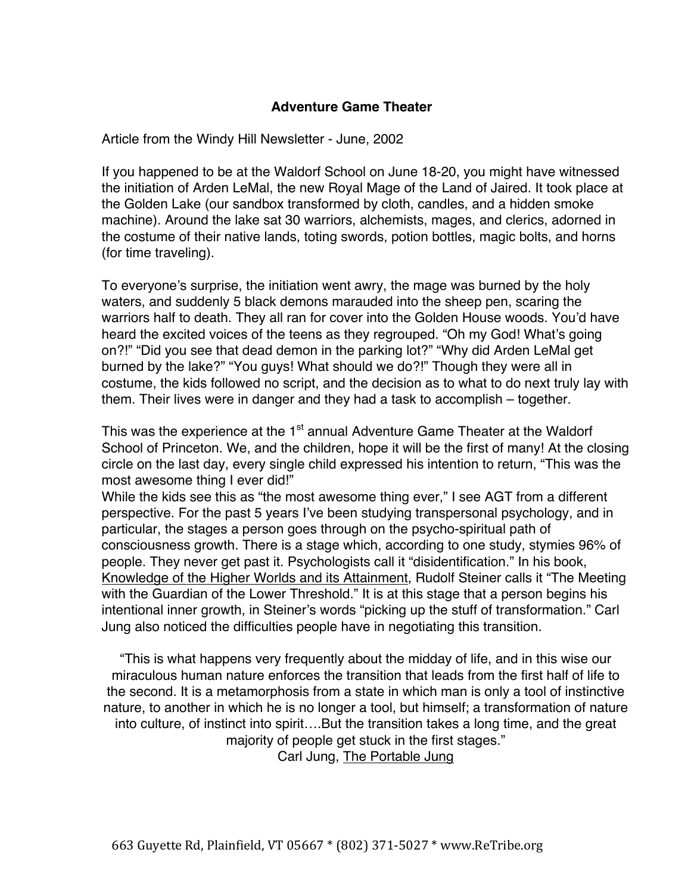**Adventure Game Theater**

Article from the Windy Hill Newsletter - June, 2002

If you happened to be at the Waldorf School on June 18-20, you might have witnessed the initiation of Arden LeMal, the new Royal Mage of the Land of Jaired. It took place at the Golden Lake (our sandbox transformed by cloth, candles, and a hidden smoke machine). Around the lake sat 30 warriors, alchemists, mages, and clerics, adorned in the costume of their native lands, toting swords, potion bottles, magic bolts, and horns (for time traveling).

To everyone's surprise, the initiation went awry, the mage was burned by the holy waters, and suddenly 5 black demons marauded into the sheep pen, scaring the warriors half to death. They all ran for cover into the Golden House woods. You'd have heard the excited voices of the teens as they regrouped. "Oh my God! What's going on?!" "Did you see that dead demon in the parking lot?" "Why did Arden LeMal get burned by the lake?" "You guys! What should we do?!" Though they were all in costume, the kids followed no script, and the decision as to what to do next truly lay with them. Their lives were in danger and they had a task to accomplish – together.

This was the experience at the 1st annual Adventure Game Theater at the Waldorf School of Princeton. We, and the children, hope it will be the first of many! At the closing circle on the last day, every single child expressed his intention to return, "This was the most awesome thing I ever did!"

While the kids see this as "the most awesome thing ever," I see AGT from a different perspective. For the past 5 years I've been studying transpersonal psychology, and in particular, the stages a person goes through on the psycho-spiritual path of consciousness growth. There is a stage which, according to one study, stymies 96% of people. They never get past it. Psychologists call it "disidentification." In his book, Knowledge of the Higher Worlds and its Attainment, Rudolf Steiner calls it "The Meeting with the Guardian of the Lower Threshold." It is at this stage that a person begins his intentional inner growth, in Steiner's words "picking up the stuff of transformation." Carl Jung also noticed the difficulties people have in negotiating this transition.

> "This is what happens very frequently about the midday of life, and in this wise our miraculous human nature enforces the transition that leads from the first half of life to the second. It is a metamorphosis from a state in which man is only a tool of instinctive nature, to another in which he is no longer a tool, but himself; a transformation of nature into culture, of instinct into spirit….But the transition takes a long time, and the great majority of people get stuck in the first stages."
>
> Carl Jung, The Portable Jung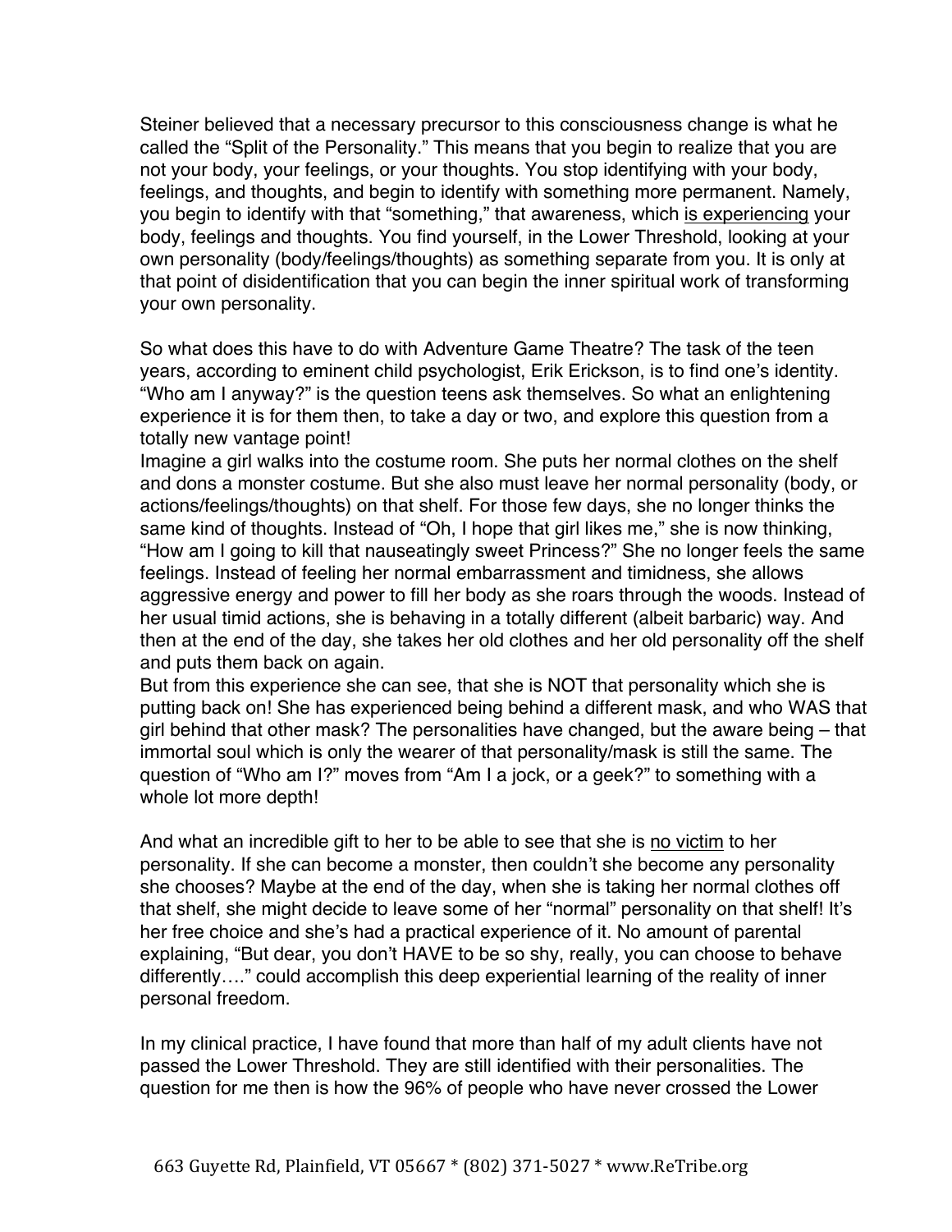Steiner believed that a necessary precursor to this consciousness change is what he called the "Split of the Personality." This means that you begin to realize that you are not your body, your feelings, or your thoughts. You stop identifying with your body, feelings, and thoughts, and begin to identify with something more permanent. Namely, you begin to identify with that "something," that awareness, which <u>is experiencing</u> your body, feelings and thoughts. You find yourself, in the Lower Threshold, looking at your own personality (body/feelings/thoughts) as something separate from you. It is only at that point of disidentification that you can begin the inner spiritual work of transforming your own personality.

So what does this have to do with Adventure Game Theatre? The task of the teen years, according to eminent child psychologist, Erik Erickson, is to find one's identity. "Who am I anyway?" is the question teens ask themselves. So what an enlightening experience it is for them then, to take a day or two, and explore this question from a totally new vantage point!

Imagine a girl walks into the costume room. She puts her normal clothes on the shelf and dons a monster costume. But she also must leave her normal personality (body, or actions/feelings/thoughts) on that shelf. For those few days, she no longer thinks the same kind of thoughts. Instead of "Oh, I hope that girl likes me," she is now thinking, "How am I going to kill that nauseatingly sweet Princess?" She no longer feels the same feelings. Instead of feeling her normal embarrassment and timidness, she allows aggressive energy and power to fill her body as she roars through the woods. Instead of her usual timid actions, she is behaving in a totally different (albeit barbaric) way. And then at the end of the day, she takes her old clothes and her old personality off the shelf and puts them back on again.

But from this experience she can see, that she is NOT that personality which she is putting back on! She has experienced being behind a different mask, and who WAS that girl behind that other mask? The personalities have changed, but the aware being – that immortal soul which is only the wearer of that personality/mask is still the same. The question of "Who am I?" moves from "Am I a jock, or a geek?" to something with a whole lot more depth!

And what an incredible gift to her to be able to see that she is <u>no victim</u> to her personality. If she can become a monster, then couldn't she become any personality she chooses? Maybe at the end of the day, when she is taking her normal clothes off that shelf, she might decide to leave some of her "normal" personality on that shelf! It's her free choice and she's had a practical experience of it. No amount of parental explaining, "But dear, you don't HAVE to be so shy, really, you can choose to behave differently…." could accomplish this deep experiential learning of the reality of inner personal freedom.

In my clinical practice, I have found that more than half of my adult clients have not passed the Lower Threshold. They are still identified with their personalities. The question for me then is how the 96% of people who have never crossed the Lower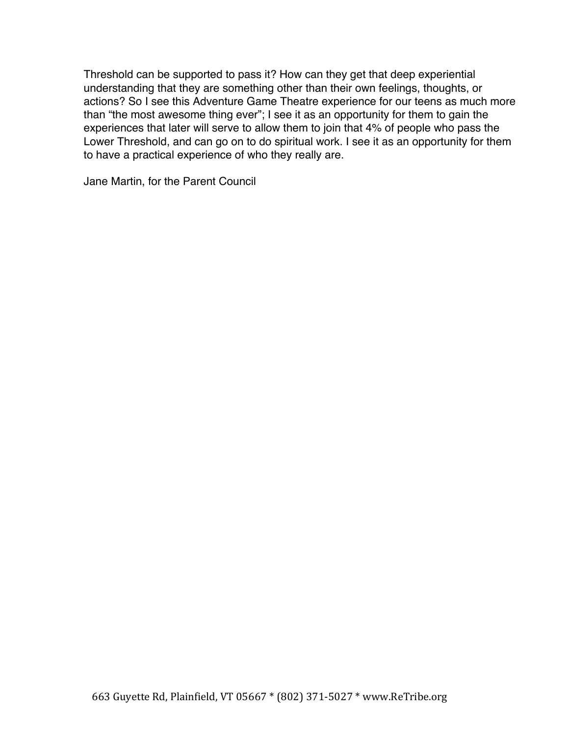Threshold can be supported to pass it? How can they get that deep experiential understanding that they are something other than their own feelings, thoughts, or actions? So I see this Adventure Game Theatre experience for our teens as much more than “the most awesome thing ever”; I see it as an opportunity for them to gain the experiences that later will serve to allow them to join that 4% of people who pass the Lower Threshold, and can go on to do spiritual work. I see it as an opportunity for them to have a practical experience of who they really are.

Jane Martin, for the Parent Council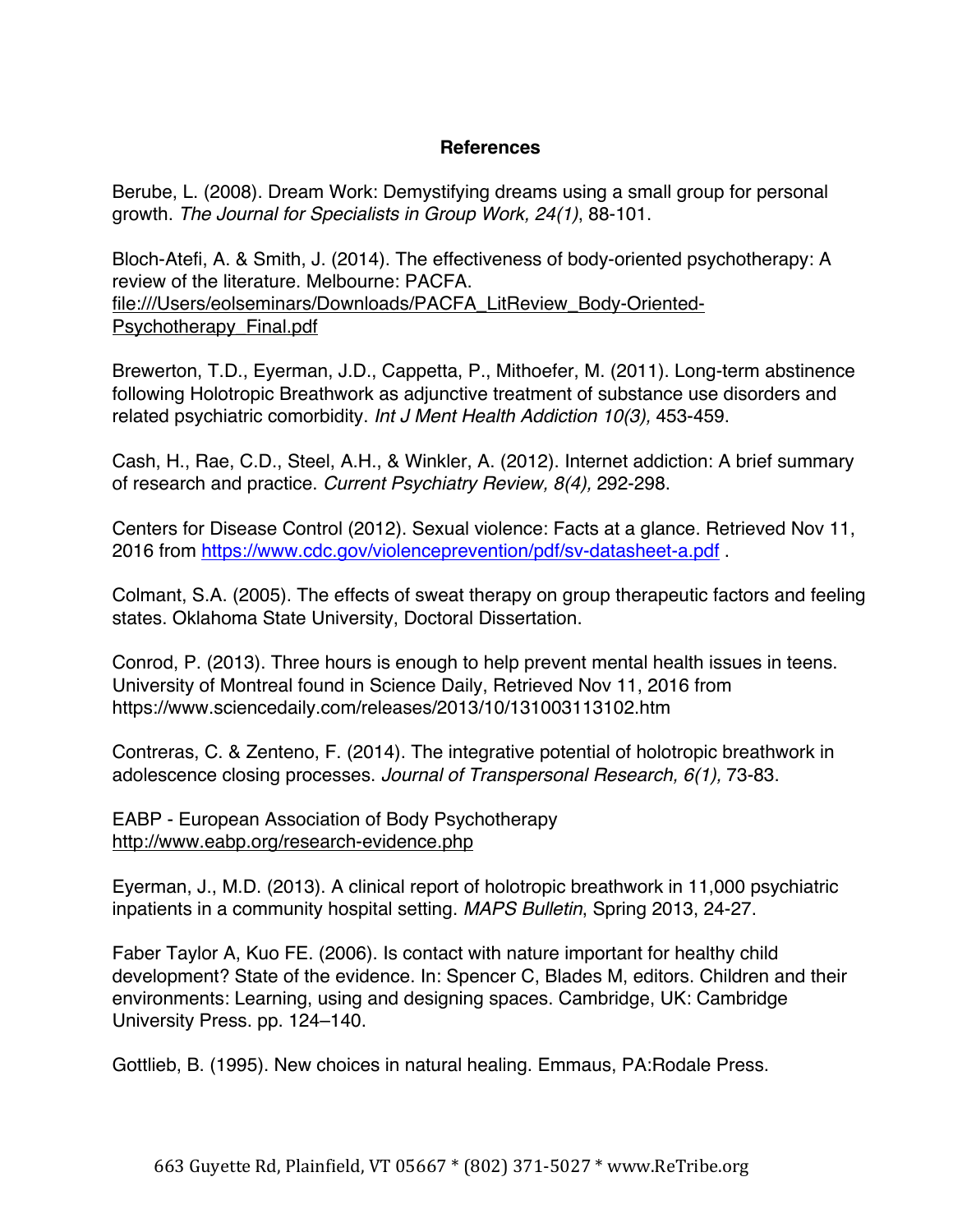**References**

Berube, L. (2008). Dream Work: Demystifying dreams using a small group for personal growth. *The Journal for Specialists in Group Work, 24(1)*, 88-101.

Bloch-Atefi, A. & Smith, J. (2014). The effectiveness of body-oriented psychotherapy: A review of the literature. Melbourne: PACFA. file:///Users/eolseminars/Downloads/PACFA_LitReview_Body-Oriented-Psychotherapy_Final.pdf

Brewerton, T.D., Eyerman, J.D., Cappetta, P., Mithoefer, M. (2011). Long-term abstinence following Holotropic Breathwork as adjunctive treatment of substance use disorders and related psychiatric comorbidity. *Int J Ment Health Addiction 10(3),* 453-459.

Cash, H., Rae, C.D., Steel, A.H., & Winkler, A. (2012). Internet addiction: A brief summary of research and practice. *Current Psychiatry Review, 8(4),* 292-298.

Centers for Disease Control (2012). Sexual violence: Facts at a glance. Retrieved Nov 11, 2016 from https://www.cdc.gov/violenceprevention/pdf/sv-datasheet-a.pdf .

Colmant, S.A. (2005). The effects of sweat therapy on group therapeutic factors and feeling states. Oklahoma State University, Doctoral Dissertation.

Conrod, P. (2013). Three hours is enough to help prevent mental health issues in teens. University of Montreal found in Science Daily, Retrieved Nov 11, 2016 from https://www.sciencedaily.com/releases/2013/10/131003113102.htm

Contreras, C. & Zenteno, F. (2014). The integrative potential of holotropic breathwork in adolescence closing processes. *Journal of Transpersonal Research, 6(1),* 73-83.

EABP - European Association of Body Psychotherapy http://www.eabp.org/research-evidence.php

Eyerman, J., M.D. (2013). A clinical report of holotropic breathwork in 11,000 psychiatric inpatients in a community hospital setting. *MAPS Bulletin*, Spring 2013, 24-27.

Faber Taylor A, Kuo FE. (2006). Is contact with nature important for healthy child development? State of the evidence. In: Spencer C, Blades M, editors. Children and their environments: Learning, using and designing spaces. Cambridge, UK: Cambridge University Press. pp. 124–140.

Gottlieb, B. (1995). New choices in natural healing. Emmaus, PA:Rodale Press.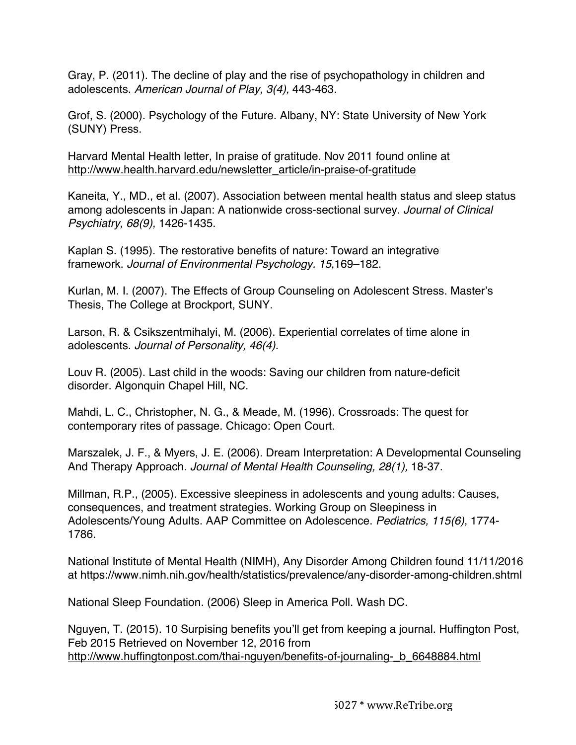Gray, P. (2011). The decline of play and the rise of psychopathology in children and adolescents. *American Journal of Play, 3(4),* 443-463.

Grof, S. (2000). Psychology of the Future. Albany, NY: State University of New York (SUNY) Press.

Harvard Mental Health letter, In praise of gratitude. Nov 2011 found online at http://www.health.harvard.edu/newsletter_article/in-praise-of-gratitude

Kaneita, Y., MD., et al. (2007). Association between mental health status and sleep status among adolescents in Japan: A nationwide cross-sectional survey. *Journal of Clinical Psychiatry, 68(9),* 1426-1435.

Kaplan S. (1995). The restorative benefits of nature: Toward an integrative framework. *Journal of Environmental Psychology. 15*,169–182.

Kurlan, M. I. (2007). The Effects of Group Counseling on Adolescent Stress. Master's Thesis, The College at Brockport, SUNY.

Larson, R. & Csikszentmihalyi, M. (2006). Experiential correlates of time alone in adolescents. *Journal of Personality, 46(4).*

Louv R. (2005). Last child in the woods: Saving our children from nature-deficit disorder. Algonquin Chapel Hill, NC.

Mahdi, L. C., Christopher, N. G., & Meade, M. (1996). Crossroads: The quest for contemporary rites of passage. Chicago: Open Court.

Marszalek, J. F., & Myers, J. E. (2006). Dream Interpretation: A Developmental Counseling And Therapy Approach. *Journal of Mental Health Counseling, 28(1),* 18-37.

Millman, R.P., (2005). Excessive sleepiness in adolescents and young adults: Causes, consequences, and treatment strategies. Working Group on Sleepiness in Adolescents/Young Adults. AAP Committee on Adolescence. *Pediatrics, 115(6)*, 1774-1786.

National Institute of Mental Health (NIMH), Any Disorder Among Children found 11/11/2016 at https://www.nimh.nih.gov/health/statistics/prevalence/any-disorder-among-children.shtml

National Sleep Foundation. (2006) Sleep in America Poll. Wash DC.

Nguyen, T. (2015). 10 Surpising benefits you'll get from keeping a journal. Huffington Post, Feb 2015 Retrieved on November 12, 2016 from http://www.huffingtonpost.com/thai-nguyen/benefits-of-journaling-_b_6648884.html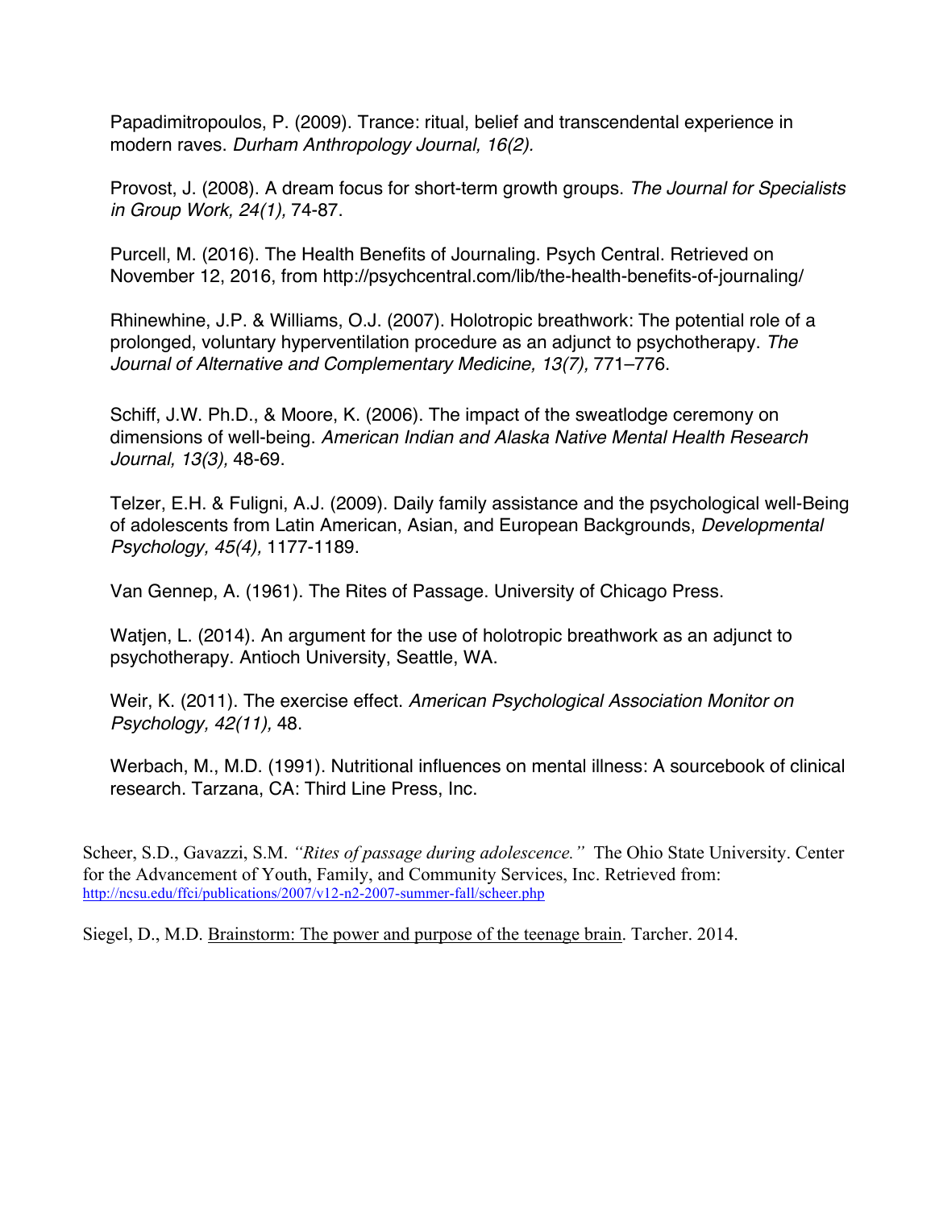Papadimitropoulos, P. (2009). Trance: ritual, belief and transcendental experience in modern raves. *Durham Anthropology Journal, 16(2).*

Provost, J. (2008). A dream focus for short-term growth groups. *The Journal for Specialists in Group Work, 24(1),* 74-87.

Purcell, M. (2016). The Health Benefits of Journaling. Psych Central. Retrieved on November 12, 2016, from http://psychcentral.com/lib/the-health-benefits-of-journaling/

Rhinewhine, J.P. & Williams, O.J. (2007). Holotropic breathwork: The potential role of a prolonged, voluntary hyperventilation procedure as an adjunct to psychotherapy. *The Journal of Alternative and Complementary Medicine, 13(7),* 771–776.

Schiff, J.W. Ph.D., & Moore, K. (2006). The impact of the sweatlodge ceremony on dimensions of well-being. *American Indian and Alaska Native Mental Health Research Journal, 13(3),* 48-69.

Telzer, E.H. & Fuligni, A.J. (2009). Daily family assistance and the psychological well-Being of adolescents from Latin American, Asian, and European Backgrounds, *Developmental Psychology, 45(4),* 1177-1189.

Van Gennep, A. (1961). The Rites of Passage. University of Chicago Press.

Watjen, L. (2014). An argument for the use of holotropic breathwork as an adjunct to psychotherapy. Antioch University, Seattle, WA.

Weir, K. (2011). The exercise effect. *American Psychological Association Monitor on Psychology, 42(11),* 48.

Werbach, M., M.D. (1991). Nutritional influences on mental illness: A sourcebook of clinical research. Tarzana, CA: Third Line Press, Inc.

Scheer, S.D., Gavazzi, S.M. *"Rites of passage during adolescence."* The Ohio State University. Center for the Advancement of Youth, Family, and Community Services, Inc. Retrieved from: http://ncsu.edu/ffci/publications/2007/v12-n2-2007-summer-fall/scheer.php

Siegel, D., M.D. Brainstorm: The power and purpose of the teenage brain. Tarcher. 2014.